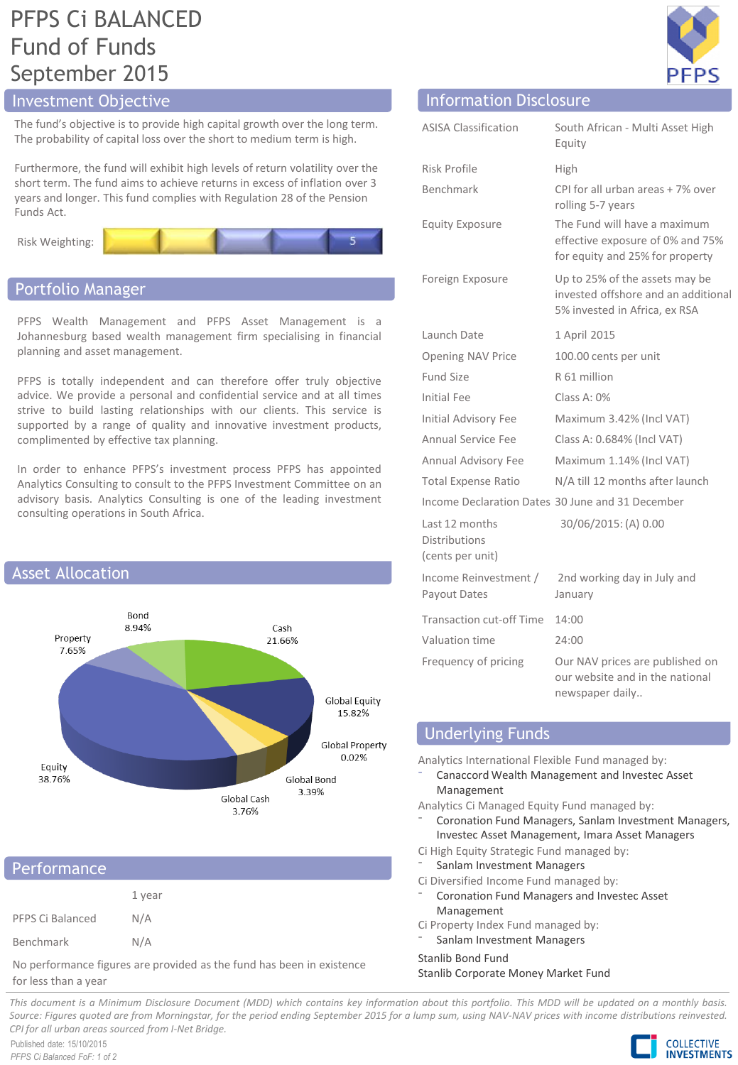# PFPS Ci BALANCED Fund of Funds September 2015

## Investment Objective

The fund's objective is to provide high capital growth over the long term. The probability of capital loss over the short to medium term is high.

Furthermore, the fund will exhibit high levels of return volatility over the short term. The fund aims to achieve returns in excess of inflation over 3 years and longer. This fund complies with Regulation 28 of the Pension Funds Act.

Risk Weighting: 5

## Portfolio Manager

PFPS Wealth Management and PFPS Asset Management is a Johannesburg based wealth management firm specialising in financial planning and asset management.

PFPS is totally independent and can therefore offer truly objective advice. We provide a personal and confidential service and at all times strive to build lasting relationships with our clients. This service is supported by a range of quality and innovative investment products, complimented by effective tax planning.

In order to enhance PFPS's investment process PFPS has appointed Analytics Consulting to consult to the PFPS Investment Committee on an advisory basis. Analytics Consulting is one of the leading investment consulting operations in South Africa.

## Asset Allocation

| Asset | Allocation |
|---|---|
| Bond | 8.94% |
| Cash | 21.66% |
| Global Equity | 15.82% |
| Global Property | 0.02% |
| Global Bond | 3.39% |
| Global Cash | 3.76% |
| Equity | 38.76% |
| Property | 7.65% |

## Performance

| | 1 year |
|---|---|
| PFPS Ci Balanced | N/A |
| Benchmark | N/A |

No performance figures are provided as the fund has been in existence for less than a year

## Information Disclosure

| | |
|---|---|
| ASISA Classification | South African - Multi Asset High Equity |
| Risk Profile | High |
| Benchmark | CPI for all urban areas + 7% over rolling 5-7 years |
| Equity Exposure | The Fund will have a maximum effective exposure of 0% and 75% for equity and 25% for property |
| Foreign Exposure | Up to 25% of the assets may be invested offshore and an additional 5% invested in Africa, ex RSA |
| Launch Date | 1 April 2015 |
| Opening NAV Price | 100.00 cents per unit |
| Fund Size | R 61 million |
| Initial Fee | Class A: 0% |
| Initial Advisory Fee | Maximum 3.42% (Incl VAT) |
| Annual Service Fee | Class A: 0.684% (Incl VAT) |
| Annual Advisory Fee | Maximum 1.14% (Incl VAT) |
| Total Expense Ratio | N/A till 12 months after launch |
| Income Declaration Dates | 30 June and 31 December |
| Last 12 months Distributions (cents per unit) | 30/06/2015: (A) 0.00 |
| Income Reinvestment / Payout Dates | 2nd working day in July and January |
| Transaction cut-off Time | 14:00 |
| Valuation time | 24:00 |
| Frequency of pricing | Our NAV prices are published on our website and in the national newspaper daily.. |

## Underlying Funds

Analytics International Flexible Fund managed by:
- Canaccord Wealth Management and Investec Asset Management

Analytics Ci Managed Equity Fund managed by:
- Coronation Fund Managers, Sanlam Investment Managers, Investec Asset Management, Imara Asset Managers

Ci High Equity Strategic Fund managed by:
- Sanlam Investment Managers

Ci Diversified Income Fund managed by:
- Coronation Fund Managers and Investec Asset Management

Ci Property Index Fund managed by:
- Sanlam Investment Managers

Stanlib Bond Fund
Stanlib Corporate Money Market Fund

*This document is a Minimum Disclosure Document (MDD) which contains key information about this portfolio. This MDD will be updated on a monthly basis. Source: Figures quoted are from Morningstar, for the period ending September 2015 for a lump sum, using NAV-NAV prices with income distributions reinvested. CPI for all urban areas sourced from I-Net Bridge.*

Published date: 15/10/2015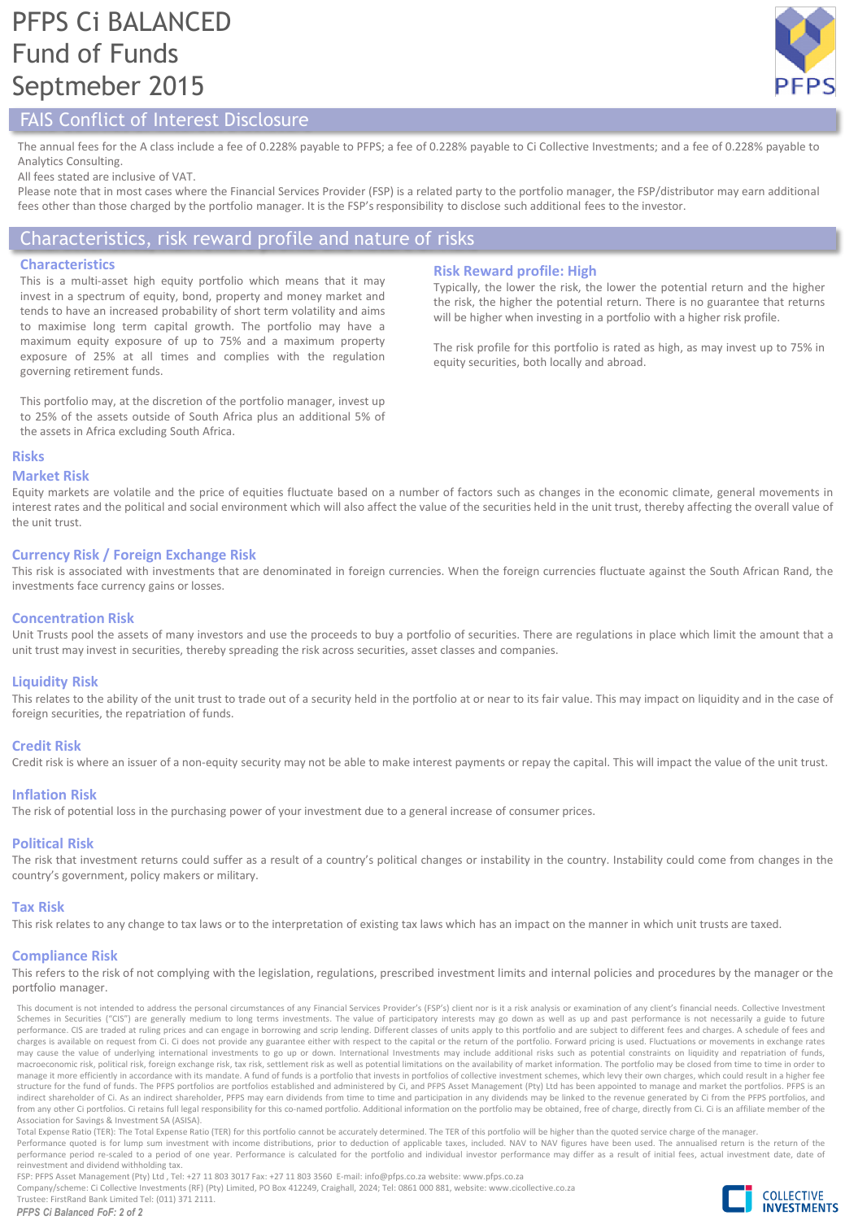# PFPS Ci BALANCED
# Fund of Funds
# Septmeber 2015

## FAIS Conflict of Interest Disclosure

The annual fees for the A class include a fee of 0.228% payable to PFPS; a fee of 0.228% payable to Ci Collective Investments; and a fee of 0.228% payable to Analytics Consulting.

All fees stated are inclusive of VAT.

Please note that in most cases where the Financial Services Provider (FSP) is a related party to the portfolio manager, the FSP/distributor may earn additional fees other than those charged by the portfolio manager. It is the FSP's responsibility to disclose such additional fees to the investor.

## Characteristics, risk reward profile and nature of risks

### Characteristics

This is a multi-asset high equity portfolio which means that it may invest in a spectrum of equity, bond, property and money market and tends to have an increased probability of short term volatility and aims to maximise long term capital growth. The portfolio may have a maximum equity exposure of up to 75% and a maximum property exposure of 25% at all times and complies with the regulation governing retirement funds.

This portfolio may, at the discretion of the portfolio manager, invest up to 25% of the assets outside of South Africa plus an additional 5% of the assets in Africa excluding South Africa.

### Risk Reward profile: High

Typically, the lower the risk, the lower the potential return and the higher the risk, the higher the potential return. There is no guarantee that returns will be higher when investing in a portfolio with a higher risk profile.

The risk profile for this portfolio is rated as high, as may invest up to 75% in equity securities, both locally and abroad.

### Risks

### Market Risk

Equity markets are volatile and the price of equities fluctuate based on a number of factors such as changes in the economic climate, general movements in interest rates and the political and social environment which will also affect the value of the securities held in the unit trust, thereby affecting the overall value of the unit trust.

### Currency Risk / Foreign Exchange Risk

This risk is associated with investments that are denominated in foreign currencies. When the foreign currencies fluctuate against the South African Rand, the investments face currency gains or losses.

### Concentration Risk

Unit Trusts pool the assets of many investors and use the proceeds to buy a portfolio of securities. There are regulations in place which limit the amount that a unit trust may invest in securities, thereby spreading the risk across securities, asset classes and companies.

### Liquidity Risk

This relates to the ability of the unit trust to trade out of a security held in the portfolio at or near to its fair value. This may impact on liquidity and in the case of foreign securities, the repatriation of funds.

### Credit Risk

Credit risk is where an issuer of a non-equity security may not be able to make interest payments or repay the capital. This will impact the value of the unit trust.

### Inflation Risk

The risk of potential loss in the purchasing power of your investment due to a general increase of consumer prices.

### Political Risk

The risk that investment returns could suffer as a result of a country's political changes or instability in the country. Instability could come from changes in the country's government, policy makers or military.

### Tax Risk

This risk relates to any change to tax laws or to the interpretation of existing tax laws which has an impact on the manner in which unit trusts are taxed.

### Compliance Risk

This refers to the risk of not complying with the legislation, regulations, prescribed investment limits and internal policies and procedures by the manager or the portfolio manager.

This document is not intended to address the personal circumstances of any Financial Services Provider's (FSP's) client nor is it a risk analysis or examination of any client's financial needs. Collective Investment Schemes in Securities ("CIS") are generally medium to long terms investments. The value of participatory interests may go down as well as up and past performance is not necessarily a guide to future performance. CIS are traded at ruling prices and can engage in borrowing and scrip lending. Different classes of units apply to this portfolio and are subject to different fees and charges. A schedule of fees and charges is available on request from Ci. Ci does not provide any guarantee either with respect to the capital or the return of the portfolio. Forward pricing is used. Fluctuations or movements in exchange rates may cause the value of underlying international investments to go up or down. International Investments may include additional risks such as potential constraints on liquidity and repatriation of funds, macroeconomic risk, political risk, foreign exchange risk, tax risk, settlement risk as well as potential limitations on the availability of market information. The portfolio may be closed from time to time in order to manage it more efficiently in accordance with its mandate. A fund of funds is a portfolio that invests in portfolios of collective investment schemes, which levy their own charges, which could result in a higher fee structure for the fund of funds. The PFPS portfolios are portfolios established and administered by Ci, and PFPS Asset Management (Pty) Ltd has been appointed to manage and market the portfolios. PFPS is an indirect shareholder of Ci. As an indirect shareholder, PFPS may earn dividends from time to time and participation in any dividends may be linked to the revenue generated by Ci from the PFPS portfolios, and from any other Ci portfolios. Ci retains full legal responsibility for this co-named portfolio. Additional information on the portfolio may be obtained, free of charge, directly from Ci. Ci is an affiliate member of the Association for Savings & Investment SA (ASISA).

Total Expense Ratio (TER): The Total Expense Ratio (TER) for this portfolio cannot be accurately determined. The TER of this portfolio will be higher than the quoted service charge of the manager.

Performance quoted is for lump sum investment with income distributions, prior to deduction of applicable taxes, included. NAV to NAV figures have been used. The annualised return is the return of the performance period re-scaled to a period of one year. Performance is calculated for the portfolio and individual investor performance may differ as a result of initial fees, actual investment date, date of reinvestment and dividend withholding tax.

FSP: PFPS Asset Management (Pty) Ltd , Tel: +27 11 803 3017 Fax: +27 11 803 3560 E-mail: info@pfps.co.za website: www.pfps.co.za

Company/scheme: Ci Collective Investments (RF) (Pty) Limited, PO Box 412249, Craighall, 2024; Tel: 0861 000 881, website: www.cicollective.co.za

Trustee: FirstRand Bank Limited Tel: (011) 371 2111.